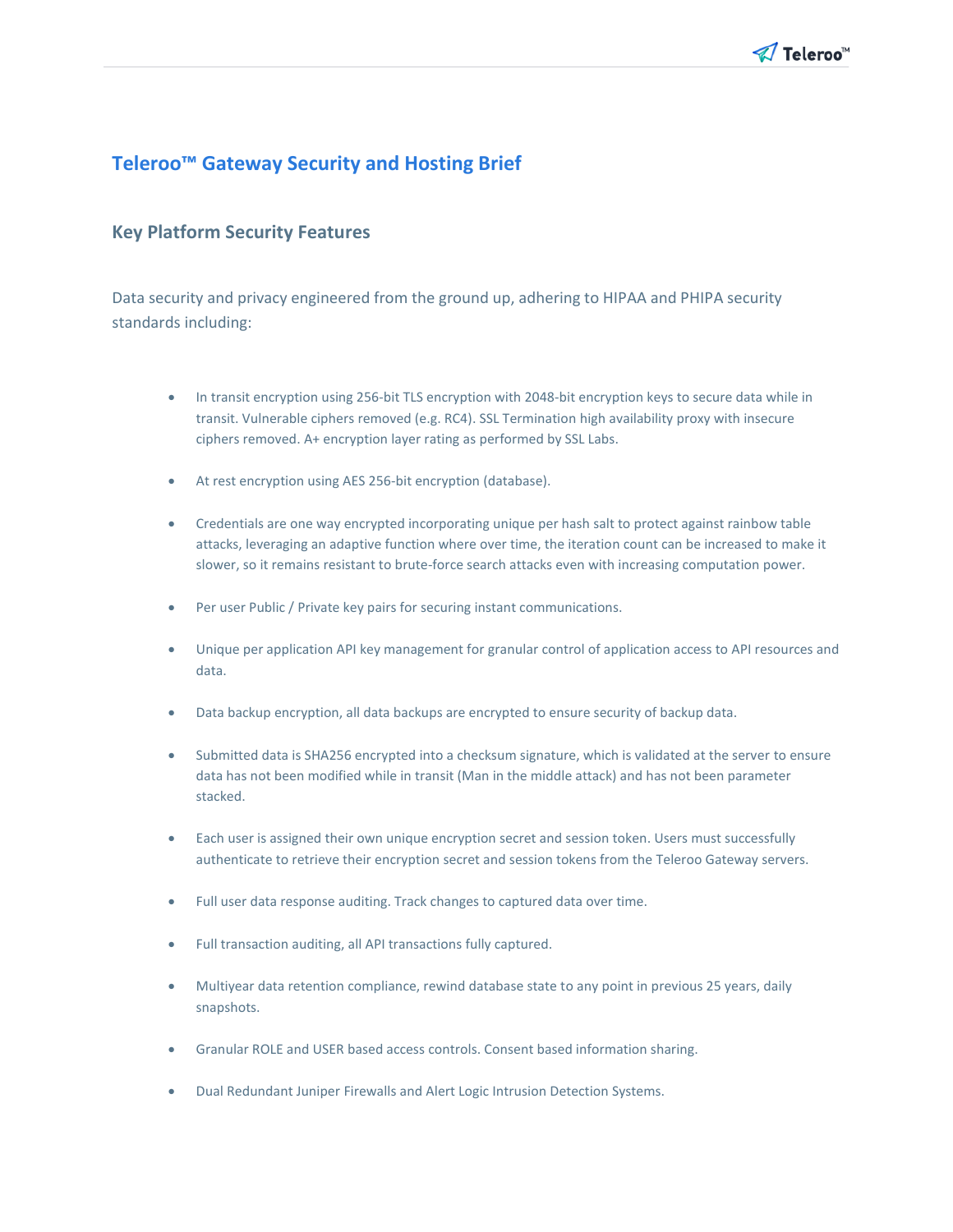# Teleroo™ Gateway Security and Hosting Brief

## Key Platform Security Features

Data security and privacy engineered from the ground up, adhering to HIPAA and PHIPA security standards including:

- In transit encryption using 256-bit TLS encryption with 2048-bit encryption keys to secure data while in transit. Vulnerable ciphers removed (e.g. RC4). SSL Termination high availability proxy with insecure ciphers removed. A+ encryption layer rating as performed by SSL Labs.
- At rest encryption using AES 256-bit encryption (database).
- Credentials are one way encrypted incorporating unique per hash salt to protect against rainbow table attacks, leveraging an adaptive function where over time, the iteration count can be increased to make it slower, so it remains resistant to brute-force search attacks even with increasing computation power.
- Per user Public / Private key pairs for securing instant communications.
- Unique per application API key management for granular control of application access to API resources and data.
- Data backup encryption, all data backups are encrypted to ensure security of backup data.
- Submitted data is SHA256 encrypted into a checksum signature, which is validated at the server to ensure data has not been modified while in transit (Man in the middle attack) and has not been parameter stacked.
- Each user is assigned their own unique encryption secret and session token. Users must successfully authenticate to retrieve their encryption secret and session tokens from the Teleroo Gateway servers.
- Full user data response auditing. Track changes to captured data over time.
- Full transaction auditing, all API transactions fully captured.
- Multiyear data retention compliance, rewind database state to any point in previous 25 years, daily snapshots.
- Granular ROLE and USER based access controls. Consent based information sharing.
- Dual Redundant Juniper Firewalls and Alert Logic Intrusion Detection Systems.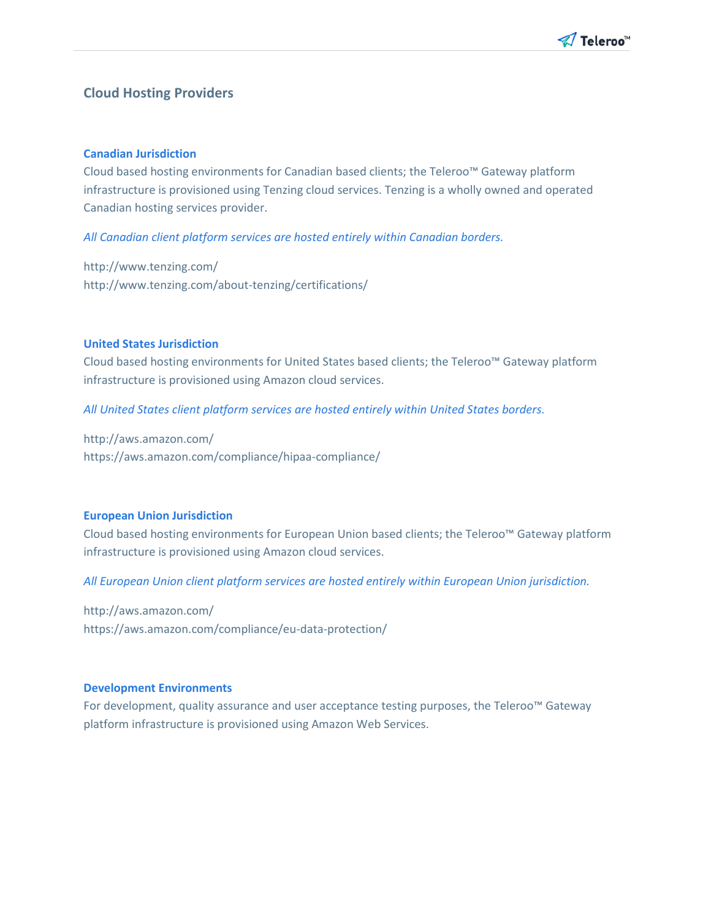## Cloud Hosting Providers

### Canadian Jurisdiction

Cloud based hosting environments for Canadian based clients; the Teleroo™ Gateway platform infrastructure is provisioned using Tenzing cloud services. Tenzing is a wholly owned and operated Canadian hosting services provider.

*All Canadian client platform services are hosted entirely within Canadian borders.*

http://www.tenzing.com/
http://www.tenzing.com/about-tenzing/certifications/

### United States Jurisdiction

Cloud based hosting environments for United States based clients; the Teleroo™ Gateway platform infrastructure is provisioned using Amazon cloud services.

*All United States client platform services are hosted entirely within United States borders.*

http://aws.amazon.com/
https://aws.amazon.com/compliance/hipaa-compliance/

### European Union Jurisdiction

Cloud based hosting environments for European Union based clients; the Teleroo™ Gateway platform infrastructure is provisioned using Amazon cloud services.

*All European Union client platform services are hosted entirely within European Union jurisdiction.*

http://aws.amazon.com/
https://aws.amazon.com/compliance/eu-data-protection/

### Development Environments

For development, quality assurance and user acceptance testing purposes, the Teleroo™ Gateway platform infrastructure is provisioned using Amazon Web Services.